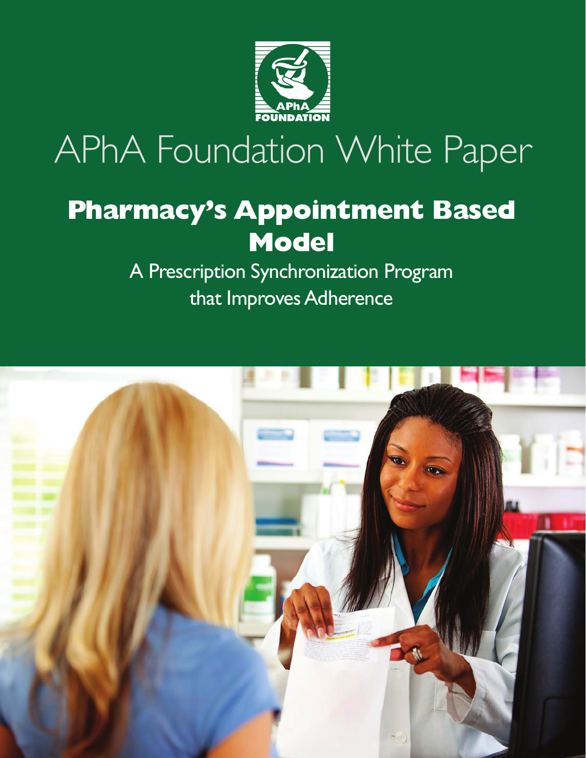APhA FOUNDATION

# APhA Foundation White Paper

## Pharmacy's Appointment Based Model

A Prescription Synchronization Program that Improves Adherence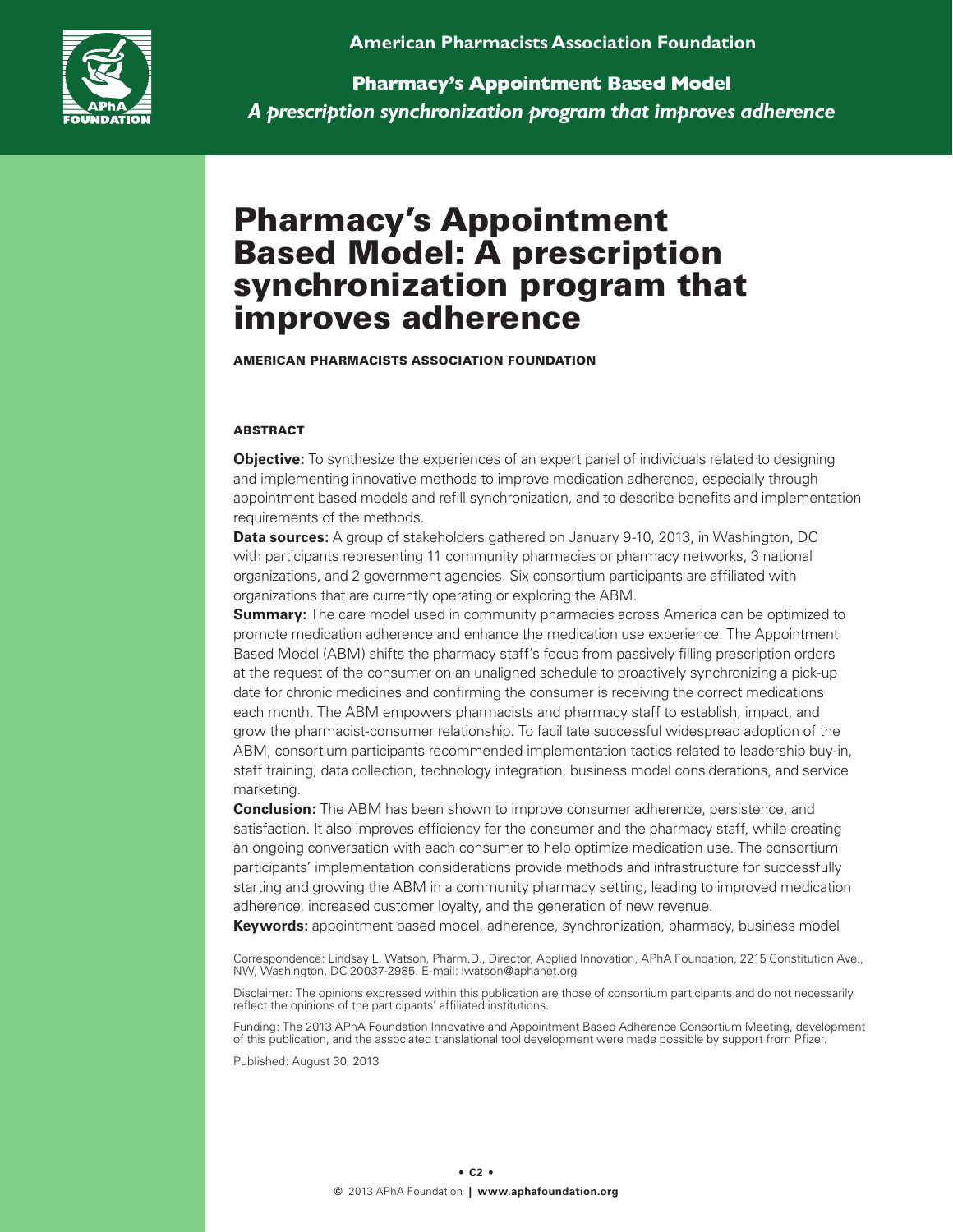# Pharmacy's Appointment Based Model: A prescription synchronization program that improves adherence

**AMERICAN PHARMACISTS ASSOCIATION FOUNDATION**

## ABSTRACT

**Objective:** To synthesize the experiences of an expert panel of individuals related to designing and implementing innovative methods to improve medication adherence, especially through appointment based models and refill synchronization, and to describe benefits and implementation requirements of the methods.

**Data sources:** A group of stakeholders gathered on January 9-10, 2013, in Washington, DC with participants representing 11 community pharmacies or pharmacy networks, 3 national organizations, and 2 government agencies. Six consortium participants are affiliated with organizations that are currently operating or exploring the ABM.

**Summary:** The care model used in community pharmacies across America can be optimized to promote medication adherence and enhance the medication use experience. The Appointment Based Model (ABM) shifts the pharmacy staff's focus from passively filling prescription orders at the request of the consumer on an unaligned schedule to proactively synchronizing a pick-up date for chronic medicines and confirming the consumer is receiving the correct medications each month. The ABM empowers pharmacists and pharmacy staff to establish, impact, and grow the pharmacist-consumer relationship. To facilitate successful widespread adoption of the ABM, consortium participants recommended implementation tactics related to leadership buy-in, staff training, data collection, technology integration, business model considerations, and service marketing.

**Conclusion:** The ABM has been shown to improve consumer adherence, persistence, and satisfaction. It also improves efficiency for the consumer and the pharmacy staff, while creating an ongoing conversation with each consumer to help optimize medication use. The consortium participants' implementation considerations provide methods and infrastructure for successfully starting and growing the ABM in a community pharmacy setting, leading to improved medication adherence, increased customer loyalty, and the generation of new revenue.

**Keywords:** appointment based model, adherence, synchronization, pharmacy, business model

Correspondence: Lindsay L. Watson, Pharm.D., Director, Applied Innovation, APhA Foundation, 2215 Constitution Ave., NW, Washington, DC 20037-2985. E-mail: lwatson@aphanet.org

Disclaimer: The opinions expressed within this publication are those of consortium participants and do not necessarily reflect the opinions of the participants' affiliated institutions.

Funding: The 2013 APhA Foundation Innovative and Appointment Based Adherence Consortium Meeting, development of this publication, and the associated translational tool development were made possible by support from Pfizer.

Published: August 30, 2013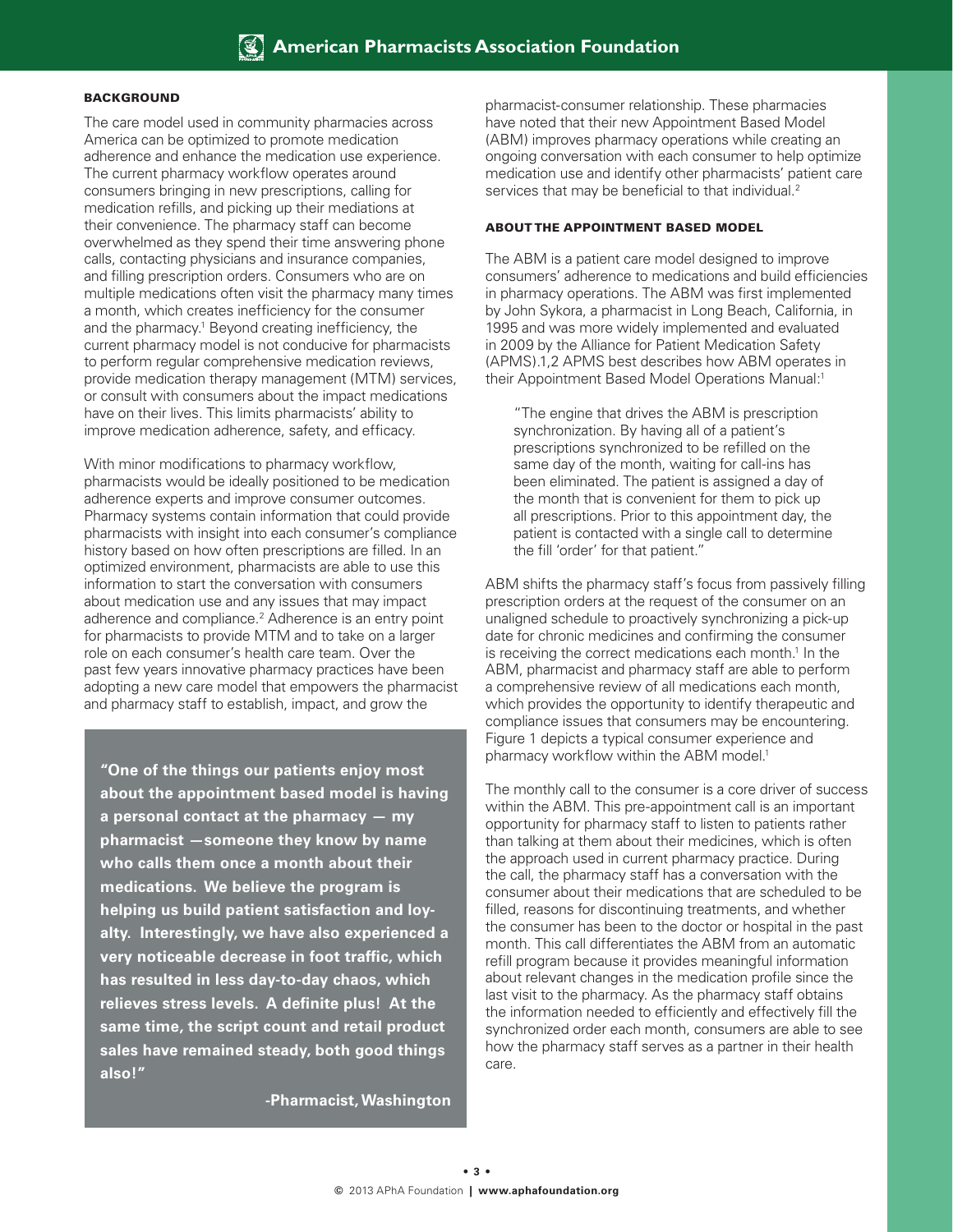## BACKGROUND

The care model used in community pharmacies across America can be optimized to promote medication adherence and enhance the medication use experience. The current pharmacy workflow operates around consumers bringing in new prescriptions, calling for medication refills, and picking up their mediations at their convenience. The pharmacy staff can become overwhelmed as they spend their time answering phone calls, contacting physicians and insurance companies, and filling prescription orders. Consumers who are on multiple medications often visit the pharmacy many times a month, which creates inefficiency for the consumer and the pharmacy.[1] Beyond creating inefficiency, the current pharmacy model is not conducive for pharmacists to perform regular comprehensive medication reviews, provide medication therapy management (MTM) services, or consult with consumers about the impact medications have on their lives. This limits pharmacists' ability to improve medication adherence, safety, and efficacy.

With minor modifications to pharmacy workflow, pharmacists would be ideally positioned to be medication adherence experts and improve consumer outcomes. Pharmacy systems contain information that could provide pharmacists with insight into each consumer's compliance history based on how often prescriptions are filled. In an optimized environment, pharmacists are able to use this information to start the conversation with consumers about medication use and any issues that may impact adherence and compliance.[2] Adherence is an entry point for pharmacists to provide MTM and to take on a larger role on each consumer's health care team. Over the past few years innovative pharmacy practices have been adopting a new care model that empowers the pharmacist and pharmacy staff to establish, impact, and grow the pharmacist-consumer relationship. These pharmacies have noted that their new Appointment Based Model (ABM) improves pharmacy operations while creating an ongoing conversation with each consumer to help optimize medication use and identify other pharmacists' patient care services that may be beneficial to that individual.[2]

> **"One of the things our patients enjoy most about the appointment based model is having a personal contact at the pharmacy — my pharmacist —someone they know by name who calls them once a month about their medications. We believe the program is helping us build patient satisfaction and loyalty. Interestingly, we have also experienced a very noticeable decrease in foot traffic, which has resulted in less day-to-day chaos, which relieves stress levels. A definite plus! At the same time, the script count and retail product sales have remained steady, both good things also!"**
>
> **-Pharmacist, Washington**

## ABOUT THE APPOINTMENT BASED MODEL

The ABM is a patient care model designed to improve consumers' adherence to medications and build efficiencies in pharmacy operations. The ABM was first implemented by John Sykora, a pharmacist in Long Beach, California, in 1995 and was more widely implemented and evaluated in 2009 by the Alliance for Patient Medication Safety (APMS).1,2 APMS best describes how ABM operates in their Appointment Based Model Operations Manual:[1]

> "The engine that drives the ABM is prescription synchronization. By having all of a patient's prescriptions synchronized to be refilled on the same day of the month, waiting for call-ins has been eliminated. The patient is assigned a day of the month that is convenient for them to pick up all prescriptions. Prior to this appointment day, the patient is contacted with a single call to determine the fill 'order' for that patient."

ABM shifts the pharmacy staff's focus from passively filling prescription orders at the request of the consumer on an unaligned schedule to proactively synchronizing a pick-up date for chronic medicines and confirming the consumer is receiving the correct medications each month.[1] In the ABM, pharmacist and pharmacy staff are able to perform a comprehensive review of all medications each month, which provides the opportunity to identify therapeutic and compliance issues that consumers may be encountering. Figure 1 depicts a typical consumer experience and pharmacy workflow within the ABM model.[1]

The monthly call to the consumer is a core driver of success within the ABM. This pre-appointment call is an important opportunity for pharmacy staff to listen to patients rather than talking at them about their medicines, which is often the approach used in current pharmacy practice. During the call, the pharmacy staff has a conversation with the consumer about their medications that are scheduled to be filled, reasons for discontinuing treatments, and whether the consumer has been to the doctor or hospital in the past month. This call differentiates the ABM from an automatic refill program because it provides meaningful information about relevant changes in the medication profile since the last visit to the pharmacy. As the pharmacy staff obtains the information needed to efficiently and effectively fill the synchronized order each month, consumers are able to see how the pharmacy staff serves as a partner in their health care.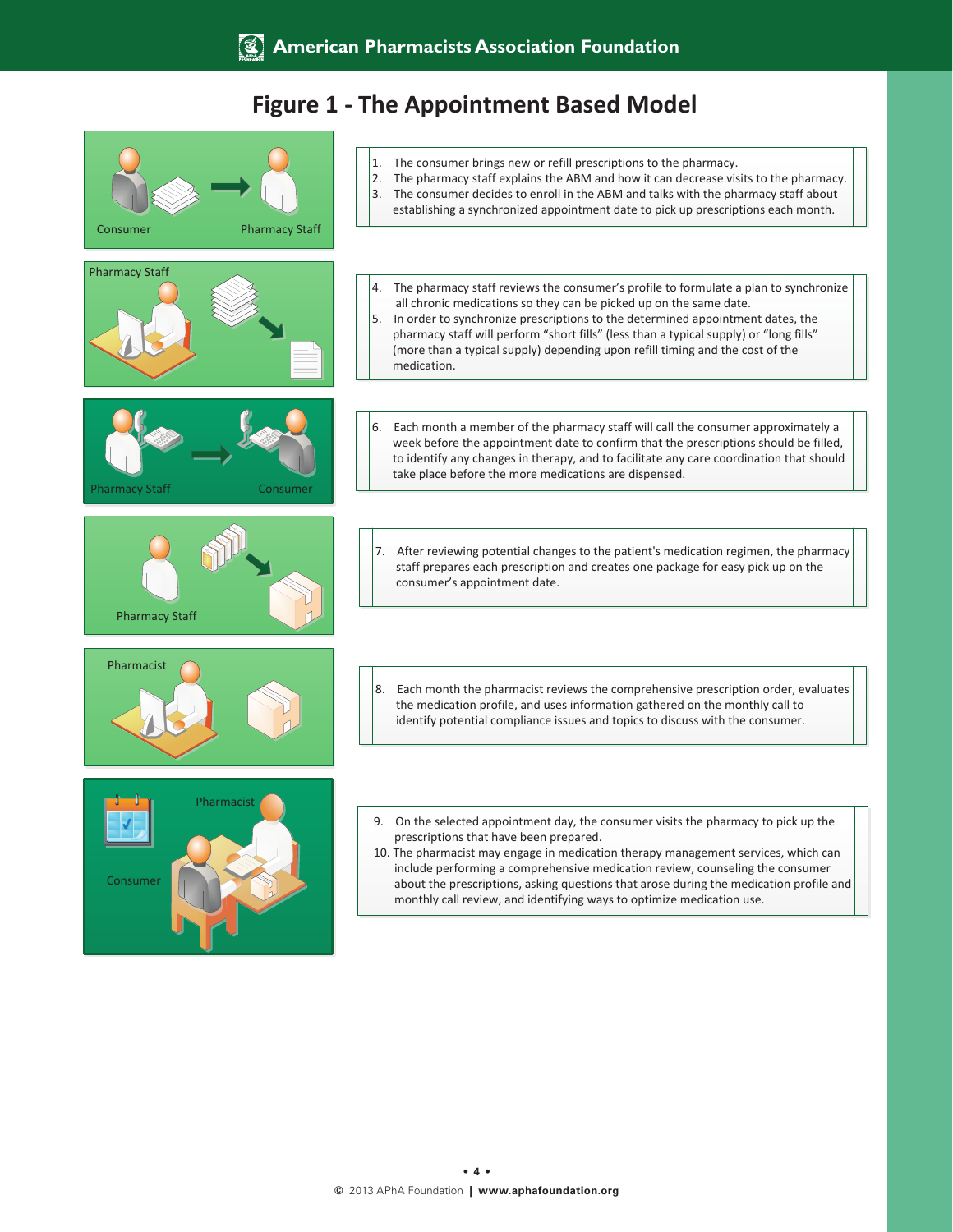# Figure 1 - The Appointment Based Model

Consumer — Pharmacy Staff

1. The consumer brings new or refill prescriptions to the pharmacy.
2. The pharmacy staff explains the ABM and how it can decrease visits to the pharmacy.
3. The consumer decides to enroll in the ABM and talks with the pharmacy staff about establishing a synchronized appointment date to pick up prescriptions each month.

Pharmacy Staff

4. The pharmacy staff reviews the consumer's profile to formulate a plan to synchronize all chronic medications so they can be picked up on the same date.
5. In order to synchronize prescriptions to the determined appointment dates, the pharmacy staff will perform "short fills" (less than a typical supply) or "long fills" (more than a typical supply) depending upon refill timing and the cost of the medication.

Pharmacy Staff — Consumer

6. Each month a member of the pharmacy staff will call the consumer approximately a week before the appointment date to confirm that the prescriptions should be filled, to identify any changes in therapy, and to facilitate any care coordination that should take place before the more medications are dispensed.

Pharmacy Staff

7. After reviewing potential changes to the patient's medication regimen, the pharmacy staff prepares each prescription and creates one package for easy pick up on the consumer's appointment date.

Pharmacist

8. Each month the pharmacist reviews the comprehensive prescription order, evaluates the medication profile, and uses information gathered on the monthly call to identify potential compliance issues and topics to discuss with the consumer.

Pharmacist — Consumer

9. On the selected appointment day, the consumer visits the pharmacy to pick up the prescriptions that have been prepared.
10. The pharmacist may engage in medication therapy management services, which can include performing a comprehensive medication review, counseling the consumer about the prescriptions, asking questions that arose during the medication profile and monthly call review, and identifying ways to optimize medication use.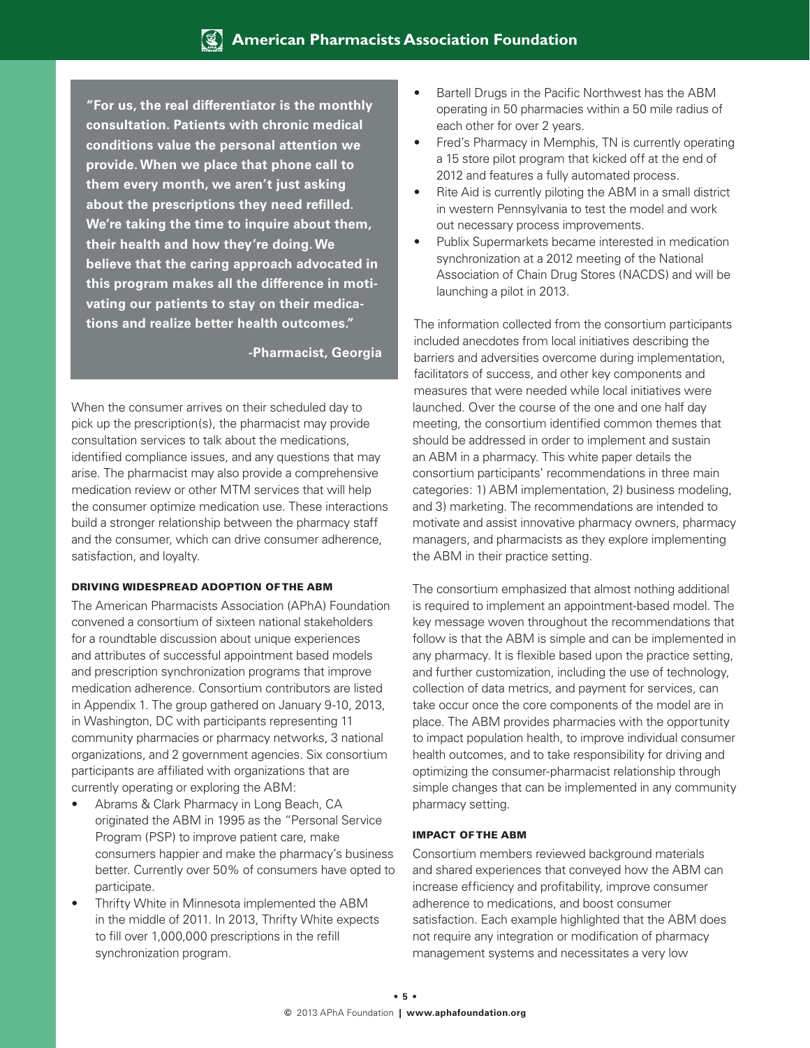> **"For us, the real differentiator is the monthly consultation. Patients with chronic medical conditions value the personal attention we provide. When we place that phone call to them every month, we aren't just asking about the prescriptions they need refilled. We're taking the time to inquire about them, their health and how they're doing. We believe that the caring approach advocated in this program makes all the difference in motivating our patients to stay on their medications and realize better health outcomes."**
>
> **-Pharmacist, Georgia**

When the consumer arrives on their scheduled day to pick up the prescription(s), the pharmacist may provide consultation services to talk about the medications, identified compliance issues, and any questions that may arise. The pharmacist may also provide a comprehensive medication review or other MTM services that will help the consumer optimize medication use. These interactions build a stronger relationship between the pharmacy staff and the consumer, which can drive consumer adherence, satisfaction, and loyalty.

### DRIVING WIDESPREAD ADOPTION OF THE ABM

The American Pharmacists Association (APhA) Foundation convened a consortium of sixteen national stakeholders for a roundtable discussion about unique experiences and attributes of successful appointment based models and prescription synchronization programs that improve medication adherence. Consortium contributors are listed in Appendix 1. The group gathered on January 9-10, 2013, in Washington, DC with participants representing 11 community pharmacies or pharmacy networks, 3 national organizations, and 2 government agencies. Six consortium participants are affiliated with organizations that are currently operating or exploring the ABM:

- Abrams & Clark Pharmacy in Long Beach, CA originated the ABM in 1995 as the "Personal Service Program (PSP) to improve patient care, make consumers happier and make the pharmacy's business better. Currently over 50% of consumers have opted to participate.
- Thrifty White in Minnesota implemented the ABM in the middle of 2011. In 2013, Thrifty White expects to fill over 1,000,000 prescriptions in the refill synchronization program.
- Bartell Drugs in the Pacific Northwest has the ABM operating in 50 pharmacies within a 50 mile radius of each other for over 2 years.
- Fred's Pharmacy in Memphis, TN is currently operating a 15 store pilot program that kicked off at the end of 2012 and features a fully automated process.
- Rite Aid is currently piloting the ABM in a small district in western Pennsylvania to test the model and work out necessary process improvements.
- Publix Supermarkets became interested in medication synchronization at a 2012 meeting of the National Association of Chain Drug Stores (NACDS) and will be launching a pilot in 2013.

The information collected from the consortium participants included anecdotes from local initiatives describing the barriers and adversities overcome during implementation, facilitators of success, and other key components and measures that were needed while local initiatives were launched. Over the course of the one and one half day meeting, the consortium identified common themes that should be addressed in order to implement and sustain an ABM in a pharmacy. This white paper details the consortium participants' recommendations in three main categories: 1) ABM implementation, 2) business modeling, and 3) marketing. The recommendations are intended to motivate and assist innovative pharmacy owners, pharmacy managers, and pharmacists as they explore implementing the ABM in their practice setting.

The consortium emphasized that almost nothing additional is required to implement an appointment-based model. The key message woven throughout the recommendations that follow is that the ABM is simple and can be implemented in any pharmacy. It is flexible based upon the practice setting, and further customization, including the use of technology, collection of data metrics, and payment for services, can take occur once the core components of the model are in place. The ABM provides pharmacies with the opportunity to impact population health, to improve individual consumer health outcomes, and to take responsibility for driving and optimizing the consumer-pharmacist relationship through simple changes that can be implemented in any community pharmacy setting.

### IMPACT OF THE ABM

Consortium members reviewed background materials and shared experiences that conveyed how the ABM can increase efficiency and profitability, improve consumer adherence to medications, and boost consumer satisfaction. Each example highlighted that the ABM does not require any integration or modification of pharmacy management systems and necessitates a very low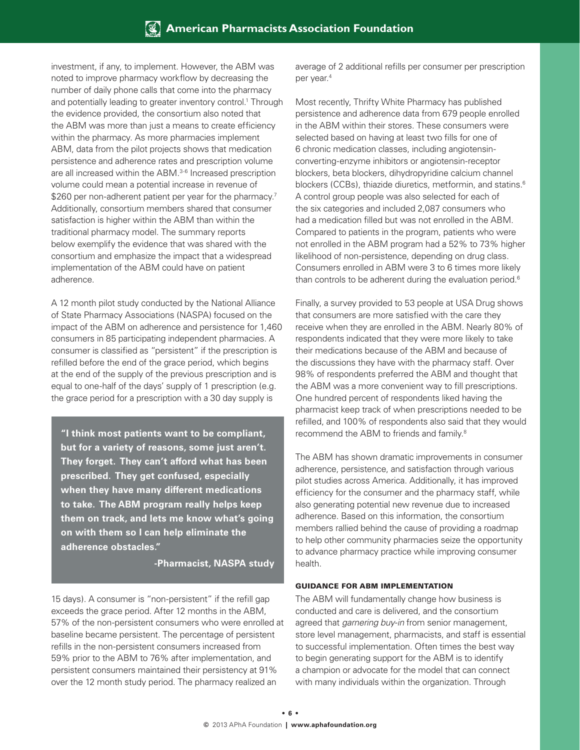investment, if any, to implement. However, the ABM was noted to improve pharmacy workflow by decreasing the number of daily phone calls that come into the pharmacy and potentially leading to greater inventory control.[1] Through the evidence provided, the consortium also noted that the ABM was more than just a means to create efficiency within the pharmacy. As more pharmacies implement ABM, data from the pilot projects shows that medication persistence and adherence rates and prescription volume are all increased within the ABM.[3-6] Increased prescription volume could mean a potential increase in revenue of $260 per non-adherent patient per year for the pharmacy.[7] Additionally, consortium members shared that consumer satisfaction is higher within the ABM than within the traditional pharmacy model. The summary reports below exemplify the evidence that was shared with the consortium and emphasize the impact that a widespread implementation of the ABM could have on patient adherence.

A 12 month pilot study conducted by the National Alliance of State Pharmacy Associations (NASPA) focused on the impact of the ABM on adherence and persistence for 1,460 consumers in 85 participating independent pharmacies. A consumer is classified as "persistent" if the prescription is refilled before the end of the grace period, which begins at the end of the supply of the previous prescription and is equal to one-half of the days' supply of 1 prescription (e.g. the grace period for a prescription with a 30 day supply is 15 days). A consumer is "non-persistent" if the refill gap exceeds the grace period. After 12 months in the ABM, 57% of the non-persistent consumers who were enrolled at baseline became persistent. The percentage of persistent refills in the non-persistent consumers increased from 59% prior to the ABM to 76% after implementation, and persistent consumers maintained their persistency at 91% over the 12 month study period. The pharmacy realized an average of 2 additional refills per consumer per prescription per year.[4]

> **"I think most patients want to be compliant, but for a variety of reasons, some just aren't. They forget. They can't afford what has been prescribed. They get confused, especially when they have many different medications to take. The ABM program really helps keep them on track, and lets me know what's going on with them so I can help eliminate the adherence obstacles."**
>
> **-Pharmacist, NASPA study**

Most recently, Thrifty White Pharmacy has published persistence and adherence data from 679 people enrolled in the ABM within their stores. These consumers were selected based on having at least two fills for one of 6 chronic medication classes, including angiotensin-converting-enzyme inhibitors or angiotensin-receptor blockers, beta blockers, dihydropyridine calcium channel blockers (CCBs), thiazide diuretics, metformin, and statins.[6] A control group people was also selected for each of the six categories and included 2,087 consumers who had a medication filled but was not enrolled in the ABM. Compared to patients in the program, patients who were not enrolled in the ABM program had a 52% to 73% higher likelihood of non-persistence, depending on drug class. Consumers enrolled in ABM were 3 to 6 times more likely than controls to be adherent during the evaluation period.[6]

Finally, a survey provided to 53 people at USA Drug shows that consumers are more satisfied with the care they receive when they are enrolled in the ABM. Nearly 80% of respondents indicated that they were more likely to take their medications because of the ABM and because of the discussions they have with the pharmacy staff. Over 98% of respondents preferred the ABM and thought that the ABM was a more convenient way to fill prescriptions. One hundred percent of respondents liked having the pharmacist keep track of when prescriptions needed to be refilled, and 100% of respondents also said that they would recommend the ABM to friends and family.[8]

The ABM has shown dramatic improvements in consumer adherence, persistence, and satisfaction through various pilot studies across America. Additionally, it has improved efficiency for the consumer and the pharmacy staff, while also generating potential new revenue due to increased adherence. Based on this information, the consortium members rallied behind the cause of providing a roadmap to help other community pharmacies seize the opportunity to advance pharmacy practice while improving consumer health.

## GUIDANCE FOR ABM IMPLEMENTATION

The ABM will fundamentally change how business is conducted and care is delivered, and the consortium agreed that *garnering buy-in* from senior management, store level management, pharmacists, and staff is essential to successful implementation. Often times the best way to begin generating support for the ABM is to identify a champion or advocate for the model that can connect with many individuals within the organization. Through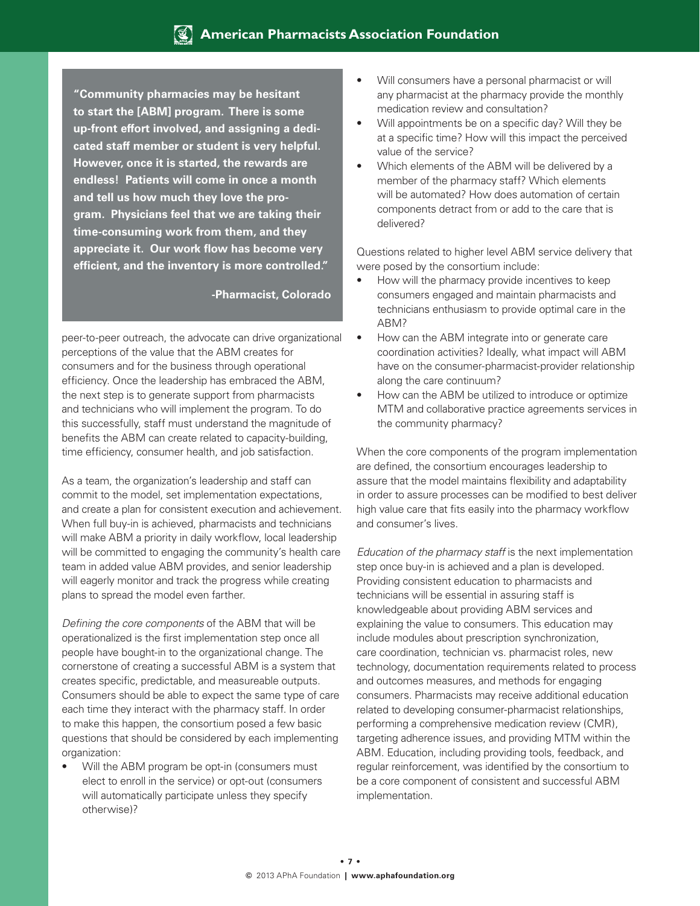> **"Community pharmacies may be hesitant to start the [ABM] program. There is some up-front effort involved, and assigning a dedicated staff member or student is very helpful. However, once it is started, the rewards are endless! Patients will come in once a month and tell us how much they love the program. Physicians feel that we are taking their time-consuming work from them, and they appreciate it. Our work flow has become very efficient, and the inventory is more controlled."**
>
> **-Pharmacist, Colorado**

peer-to-peer outreach, the advocate can drive organizational perceptions of the value that the ABM creates for consumers and for the business through operational efficiency. Once the leadership has embraced the ABM, the next step is to generate support from pharmacists and technicians who will implement the program. To do this successfully, staff must understand the magnitude of benefits the ABM can create related to capacity-building, time efficiency, consumer health, and job satisfaction.

As a team, the organization's leadership and staff can commit to the model, set implementation expectations, and create a plan for consistent execution and achievement. When full buy-in is achieved, pharmacists and technicians will make ABM a priority in daily workflow, local leadership will be committed to engaging the community's health care team in added value ABM provides, and senior leadership will eagerly monitor and track the progress while creating plans to spread the model even farther.

*Defining the core components* of the ABM that will be operationalized is the first implementation step once all people have bought-in to the organizational change. The cornerstone of creating a successful ABM is a system that creates specific, predictable, and measureable outputs. Consumers should be able to expect the same type of care each time they interact with the pharmacy staff. In order to make this happen, the consortium posed a few basic questions that should be considered by each implementing organization:

- Will the ABM program be opt-in (consumers must elect to enroll in the service) or opt-out (consumers will automatically participate unless they specify otherwise)?
- Will consumers have a personal pharmacist or will any pharmacist at the pharmacy provide the monthly medication review and consultation?
- Will appointments be on a specific day? Will they be at a specific time? How will this impact the perceived value of the service?
- Which elements of the ABM will be delivered by a member of the pharmacy staff? Which elements will be automated? How does automation of certain components detract from or add to the care that is delivered?

Questions related to higher level ABM service delivery that were posed by the consortium include:

- How will the pharmacy provide incentives to keep consumers engaged and maintain pharmacists and technicians enthusiasm to provide optimal care in the ABM?
- How can the ABM integrate into or generate care coordination activities? Ideally, what impact will ABM have on the consumer-pharmacist-provider relationship along the care continuum?
- How can the ABM be utilized to introduce or optimize MTM and collaborative practice agreements services in the community pharmacy?

When the core components of the program implementation are defined, the consortium encourages leadership to assure that the model maintains flexibility and adaptability in order to assure processes can be modified to best deliver high value care that fits easily into the pharmacy workflow and consumer's lives.

*Education of the pharmacy staff* is the next implementation step once buy-in is achieved and a plan is developed. Providing consistent education to pharmacists and technicians will be essential in assuring staff is knowledgeable about providing ABM services and explaining the value to consumers. This education may include modules about prescription synchronization, care coordination, technician vs. pharmacist roles, new technology, documentation requirements related to process and outcomes measures, and methods for engaging consumers. Pharmacists may receive additional education related to developing consumer-pharmacist relationships, performing a comprehensive medication review (CMR), targeting adherence issues, and providing MTM within the ABM. Education, including providing tools, feedback, and regular reinforcement, was identified by the consortium to be a core component of consistent and successful ABM implementation.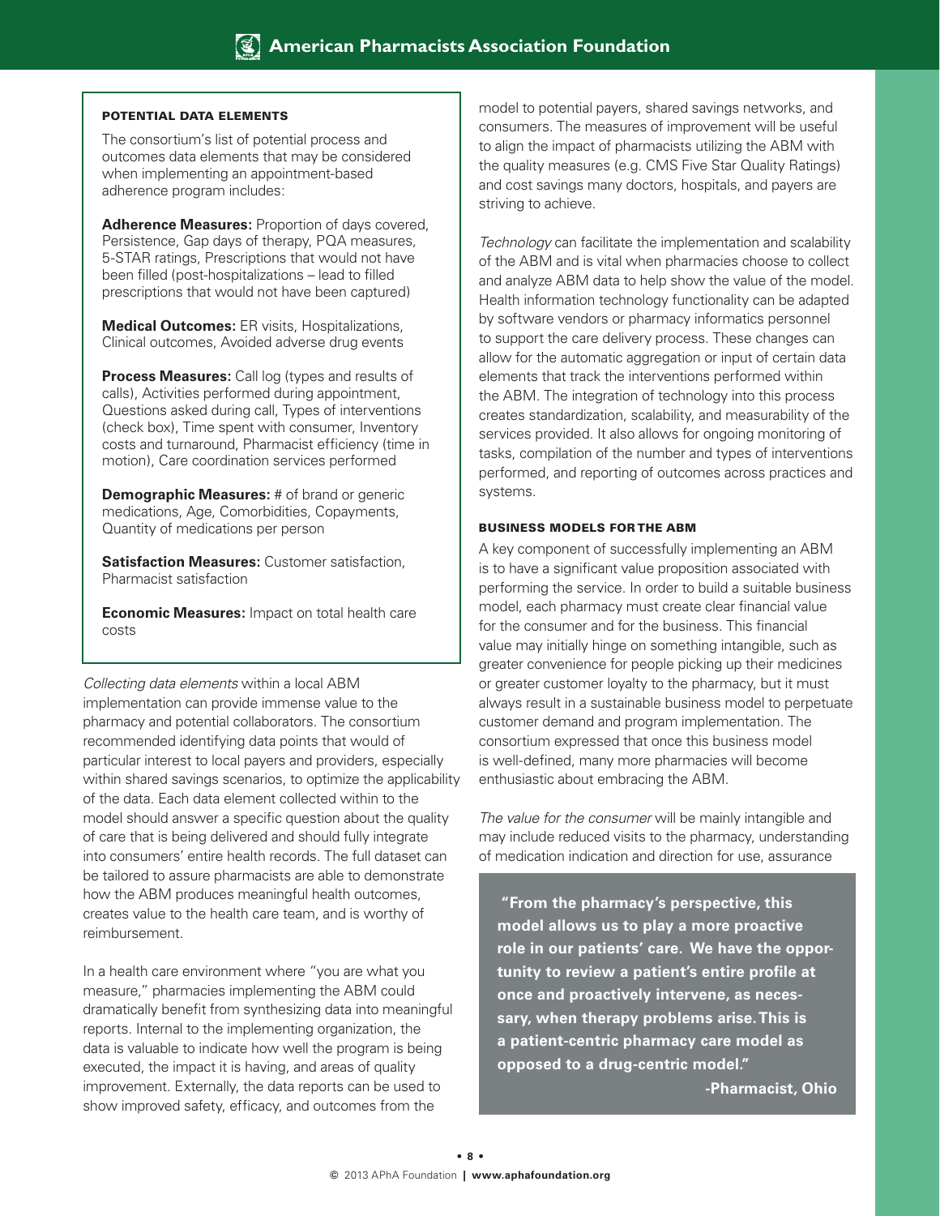### POTENTIAL DATA ELEMENTS

The consortium's list of potential process and outcomes data elements that may be considered when implementing an appointment-based adherence program includes:

**Adherence Measures:** Proportion of days covered, Persistence, Gap days of therapy, PQA measures, 5-STAR ratings, Prescriptions that would not have been filled (post-hospitalizations – lead to filled prescriptions that would not have been captured)

**Medical Outcomes:** ER visits, Hospitalizations, Clinical outcomes, Avoided adverse drug events

**Process Measures:** Call log (types and results of calls), Activities performed during appointment, Questions asked during call, Types of interventions (check box), Time spent with consumer, Inventory costs and turnaround, Pharmacist efficiency (time in motion), Care coordination services performed

**Demographic Measures:** # of brand or generic medications, Age, Comorbidities, Copayments, Quantity of medications per person

**Satisfaction Measures:** Customer satisfaction, Pharmacist satisfaction

**Economic Measures:** Impact on total health care costs

*Collecting data elements* within a local ABM implementation can provide immense value to the pharmacy and potential collaborators. The consortium recommended identifying data points that would of particular interest to local payers and providers, especially within shared savings scenarios, to optimize the applicability of the data. Each data element collected within to the model should answer a specific question about the quality of care that is being delivered and should fully integrate into consumers' entire health records. The full dataset can be tailored to assure pharmacists are able to demonstrate how the ABM produces meaningful health outcomes, creates value to the health care team, and is worthy of reimbursement.

In a health care environment where "you are what you measure," pharmacies implementing the ABM could dramatically benefit from synthesizing data into meaningful reports. Internal to the implementing organization, the data is valuable to indicate how well the program is being executed, the impact it is having, and areas of quality improvement. Externally, the data reports can be used to show improved safety, efficacy, and outcomes from the model to potential payers, shared savings networks, and consumers. The measures of improvement will be useful to align the impact of pharmacists utilizing the ABM with the quality measures (e.g. CMS Five Star Quality Ratings) and cost savings many doctors, hospitals, and payers are striving to achieve.

*Technology* can facilitate the implementation and scalability of the ABM and is vital when pharmacies choose to collect and analyze ABM data to help show the value of the model. Health information technology functionality can be adapted by software vendors or pharmacy informatics personnel to support the care delivery process. These changes can allow for the automatic aggregation or input of certain data elements that track the interventions performed within the ABM. The integration of technology into this process creates standardization, scalability, and measurability of the services provided. It also allows for ongoing monitoring of tasks, compilation of the number and types of interventions performed, and reporting of outcomes across practices and systems.

### BUSINESS MODELS FOR THE ABM

A key component of successfully implementing an ABM is to have a significant value proposition associated with performing the service. In order to build a suitable business model, each pharmacy must create clear financial value for the consumer and for the business. This financial value may initially hinge on something intangible, such as greater convenience for people picking up their medicines or greater customer loyalty to the pharmacy, but it must always result in a sustainable business model to perpetuate customer demand and program implementation. The consortium expressed that once this business model is well-defined, many more pharmacies will become enthusiastic about embracing the ABM.

*The value for the consumer* will be mainly intangible and may include reduced visits to the pharmacy, understanding of medication indication and direction for use, assurance

> **"From the pharmacy's perspective, this model allows us to play a more proactive role in our patients' care. We have the opportunity to review a patient's entire profile at once and proactively intervene, as necessary, when therapy problems arise. This is a patient-centric pharmacy care model as opposed to a drug-centric model."**
>
> **-Pharmacist, Ohio**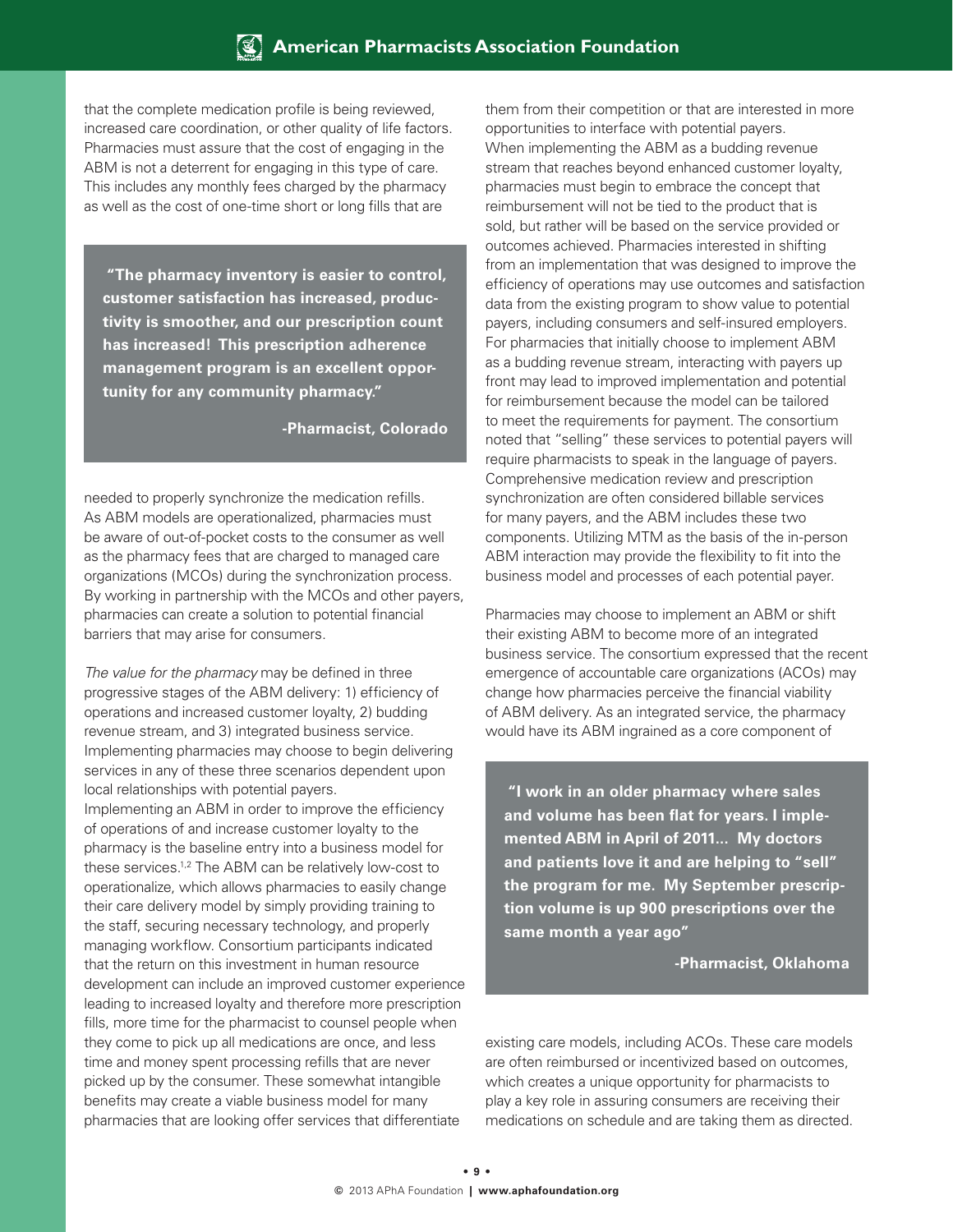that the complete medication profile is being reviewed, increased care coordination, or other quality of life factors. Pharmacies must assure that the cost of engaging in the ABM is not a deterrent for engaging in this type of care. This includes any monthly fees charged by the pharmacy as well as the cost of one-time short or long fills that are needed to properly synchronize the medication refills. As ABM models are operationalized, pharmacies must be aware of out-of-pocket costs to the consumer as well as the pharmacy fees that are charged to managed care organizations (MCOs) during the synchronization process. By working in partnership with the MCOs and other payers, pharmacies can create a solution to potential financial barriers that may arise for consumers.

> **"The pharmacy inventory is easier to control, customer satisfaction has increased, productivity is smoother, and our prescription count has increased! This prescription adherence management program is an excellent opportunity for any community pharmacy."**
>
> **-Pharmacist, Colorado**

*The value for the pharmacy* may be defined in three progressive stages of the ABM delivery: 1) efficiency of operations and increased customer loyalty, 2) budding revenue stream, and 3) integrated business service. Implementing pharmacies may choose to begin delivering services in any of these three scenarios dependent upon local relationships with potential payers.

Implementing an ABM in order to improve the efficiency of operations of and increase customer loyalty to the pharmacy is the baseline entry into a business model for these services.[1,2] The ABM can be relatively low-cost to operationalize, which allows pharmacies to easily change their care delivery model by simply providing training to the staff, securing necessary technology, and properly managing workflow. Consortium participants indicated that the return on this investment in human resource development can include an improved customer experience leading to increased loyalty and therefore more prescription fills, more time for the pharmacist to counsel people when they come to pick up all medications are once, and less time and money spent processing refills that are never picked up by the consumer. These somewhat intangible benefits may create a viable business model for many pharmacies that are looking offer services that differentiate them from their competition or that are interested in more opportunities to interface with potential payers.

When implementing the ABM as a budding revenue stream that reaches beyond enhanced customer loyalty, pharmacies must begin to embrace the concept that reimbursement will not be tied to the product that is sold, but rather will be based on the service provided or outcomes achieved. Pharmacies interested in shifting from an implementation that was designed to improve the efficiency of operations may use outcomes and satisfaction data from the existing program to show value to potential payers, including consumers and self-insured employers. For pharmacies that initially choose to implement ABM as a budding revenue stream, interacting with payers up front may lead to improved implementation and potential for reimbursement because the model can be tailored to meet the requirements for payment. The consortium noted that "selling" these services to potential payers will require pharmacists to speak in the language of payers. Comprehensive medication review and prescription synchronization are often considered billable services for many payers, and the ABM includes these two components. Utilizing MTM as the basis of the in-person ABM interaction may provide the flexibility to fit into the business model and processes of each potential payer.

Pharmacies may choose to implement an ABM or shift their existing ABM to become more of an integrated business service. The consortium expressed that the recent emergence of accountable care organizations (ACOs) may change how pharmacies perceive the financial viability of ABM delivery. As an integrated service, the pharmacy would have its ABM ingrained as a core component of existing care models, including ACOs. These care models are often reimbursed or incentivized based on outcomes, which creates a unique opportunity for pharmacists to play a key role in assuring consumers are receiving their medications on schedule and are taking them as directed.

> **"I work in an older pharmacy where sales and volume has been flat for years. I implemented ABM in April of 2011... My doctors and patients love it and are helping to "sell" the program for me. My September prescription volume is up 900 prescriptions over the same month a year ago"**
>
> **-Pharmacist, Oklahoma**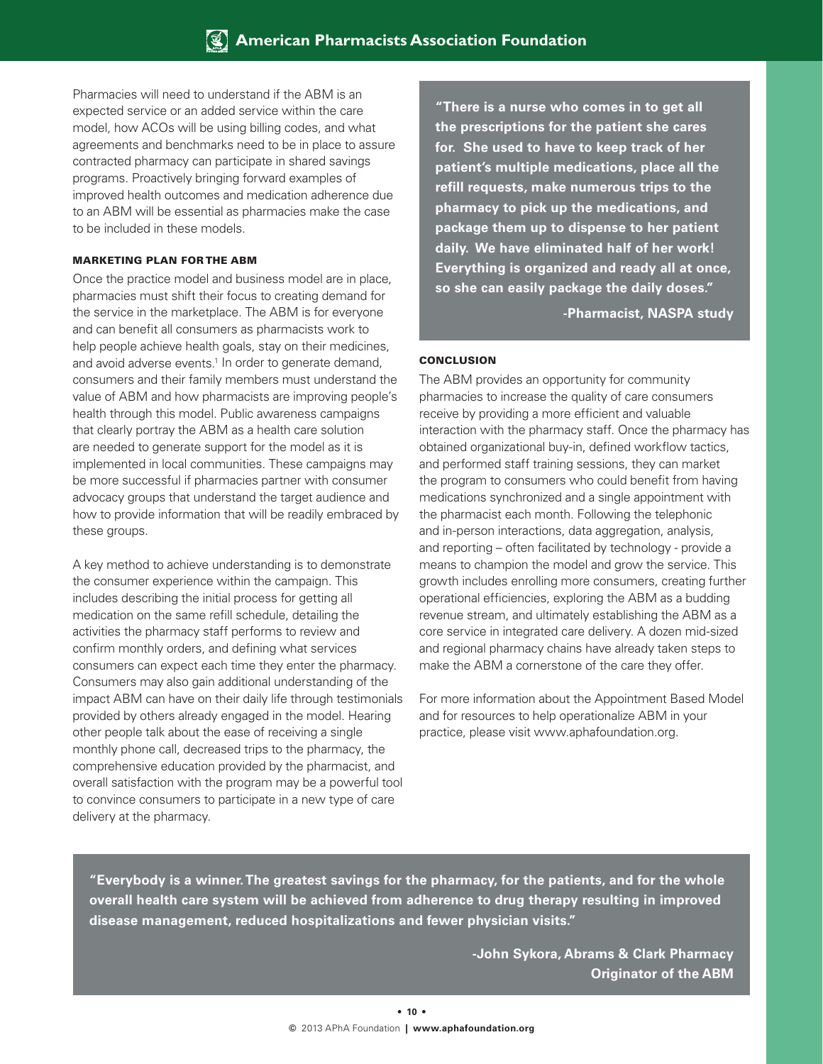Pharmacies will need to understand if the ABM is an expected service or an added service within the care model, how ACOs will be using billing codes, and what agreements and benchmarks need to be in place to assure contracted pharmacy can participate in shared savings programs. Proactively bringing forward examples of improved health outcomes and medication adherence due to an ABM will be essential as pharmacies make the case to be included in these models.

### MARKETING PLAN FOR THE ABM

Once the practice model and business model are in place, pharmacies must shift their focus to creating demand for the service in the marketplace. The ABM is for everyone and can benefit all consumers as pharmacists work to help people achieve health goals, stay on their medicines, and avoid adverse events.[1] In order to generate demand, consumers and their family members must understand the value of ABM and how pharmacists are improving people's health through this model. Public awareness campaigns that clearly portray the ABM as a health care solution are needed to generate support for the model as it is implemented in local communities. These campaigns may be more successful if pharmacies partner with consumer advocacy groups that understand the target audience and how to provide information that will be readily embraced by these groups.

A key method to achieve understanding is to demonstrate the consumer experience within the campaign. This includes describing the initial process for getting all medication on the same refill schedule, detailing the activities the pharmacy staff performs to review and confirm monthly orders, and defining what services consumers can expect each time they enter the pharmacy. Consumers may also gain additional understanding of the impact ABM can have on their daily life through testimonials provided by others already engaged in the model. Hearing other people talk about the ease of receiving a single monthly phone call, decreased trips to the pharmacy, the comprehensive education provided by the pharmacist, and overall satisfaction with the program may be a powerful tool to convince consumers to participate in a new type of care delivery at the pharmacy.

> **"There is a nurse who comes in to get all the prescriptions for the patient she cares for. She used to have to keep track of her patient's multiple medications, place all the refill requests, make numerous trips to the pharmacy to pick up the medications, and package them up to dispense to her patient daily. We have eliminated half of her work! Everything is organized and ready all at once, so she can easily package the daily doses."**
>
> **-Pharmacist, NASPA study**

### CONCLUSION

The ABM provides an opportunity for community pharmacies to increase the quality of care consumers receive by providing a more efficient and valuable interaction with the pharmacy staff. Once the pharmacy has obtained organizational buy-in, defined workflow tactics, and performed staff training sessions, they can market the program to consumers who could benefit from having medications synchronized and a single appointment with the pharmacist each month. Following the telephonic and in-person interactions, data aggregation, analysis, and reporting – often facilitated by technology - provide a means to champion the model and grow the service. This growth includes enrolling more consumers, creating further operational efficiencies, exploring the ABM as a budding revenue stream, and ultimately establishing the ABM as a core service in integrated care delivery. A dozen mid-sized and regional pharmacy chains have already taken steps to make the ABM a cornerstone of the care they offer.

For more information about the Appointment Based Model and for resources to help operationalize ABM in your practice, please visit www.aphafoundation.org.

> **"Everybody is a winner. The greatest savings for the pharmacy, for the patients, and for the whole overall health care system will be achieved from adherence to drug therapy resulting in improved disease management, reduced hospitalizations and fewer physician visits."**
>
> **-John Sykora, Abrams & Clark Pharmacy**
> **Originator of the ABM**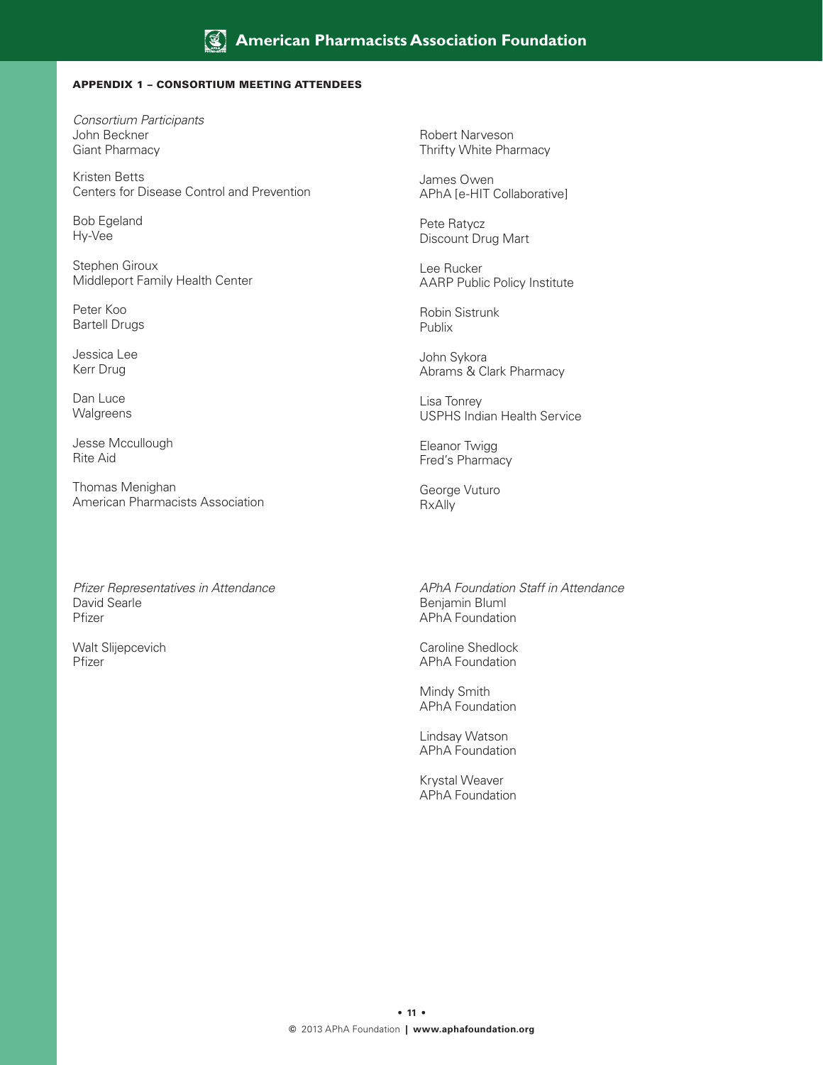## APPENDIX 1 – CONSORTIUM MEETING ATTENDEES

*Consortium Participants*

John Beckner
Giant Pharmacy

Kristen Betts
Centers for Disease Control and Prevention

Bob Egeland
Hy-Vee

Stephen Giroux
Middleport Family Health Center

Peter Koo
Bartell Drugs

Jessica Lee
Kerr Drug

Dan Luce
Walgreens

Jesse Mccullough
Rite Aid

Thomas Menighan
American Pharmacists Association

Robert Narveson
Thrifty White Pharmacy

James Owen
APhA [e-HIT Collaborative]

Pete Ratycz
Discount Drug Mart

Lee Rucker
AARP Public Policy Institute

Robin Sistrunk
Publix

John Sykora
Abrams & Clark Pharmacy

Lisa Tonrey
USPHS Indian Health Service

Eleanor Twigg
Fred's Pharmacy

George Vuturo
RxAlly

*Pfizer Representatives in Attendance*

David Searle
Pfizer

Walt Slijepcevich
Pfizer

*APhA Foundation Staff in Attendance*

Benjamin Bluml
APhA Foundation

Caroline Shedlock
APhA Foundation

Mindy Smith
APhA Foundation

Lindsay Watson
APhA Foundation

Krystal Weaver
APhA Foundation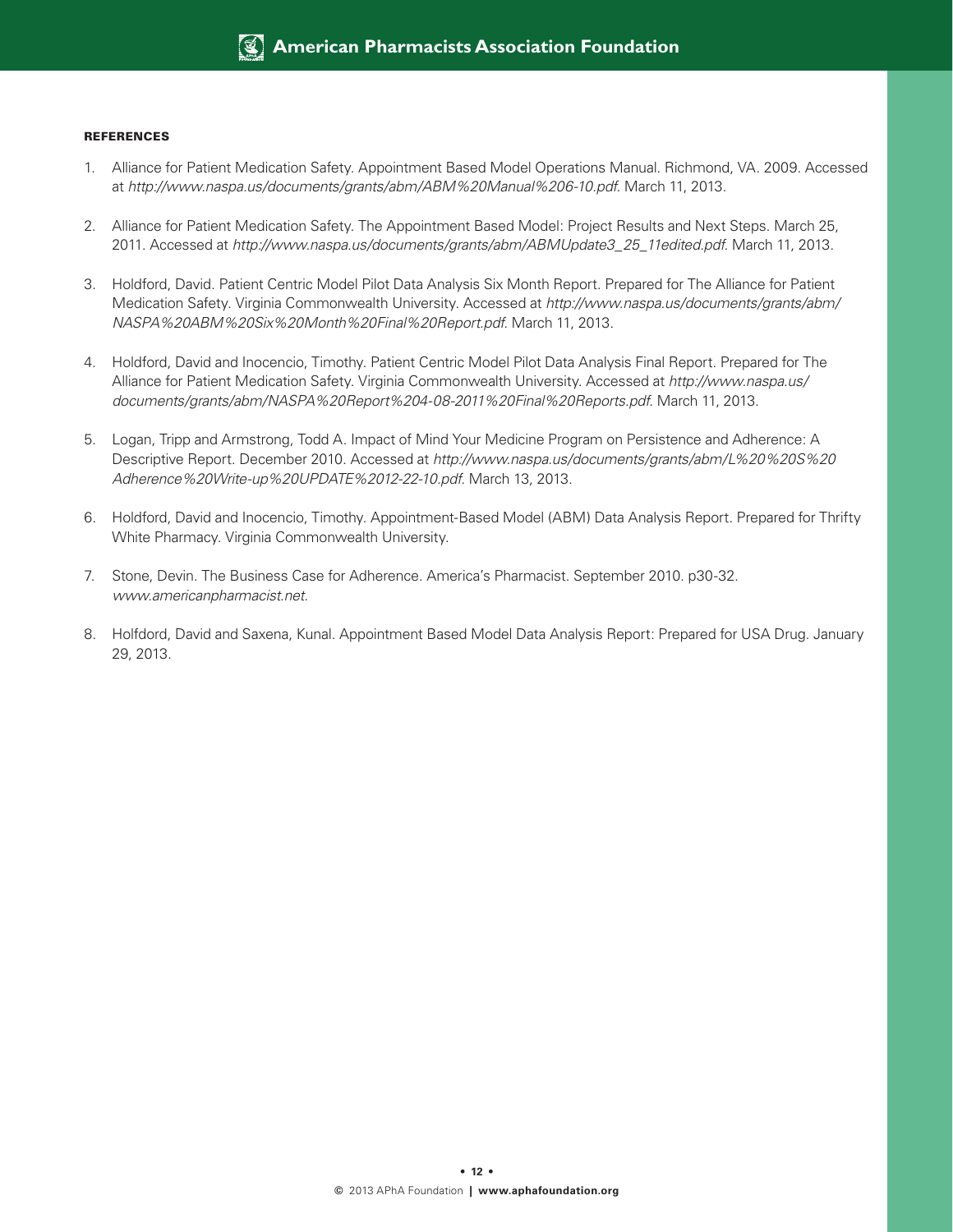#### REFERENCES

1. Alliance for Patient Medication Safety. Appointment Based Model Operations Manual. Richmond, VA. 2009. Accessed at *http://www.naspa.us/documents/grants/abm/ABM%20Manual%206-10.pdf.* March 11, 2013.

2. Alliance for Patient Medication Safety. The Appointment Based Model: Project Results and Next Steps. March 25, 2011. Accessed at *http://www.naspa.us/documents/grants/abm/ABMUpdate3_25_11edited.pdf.* March 11, 2013.

3. Holdford, David. Patient Centric Model Pilot Data Analysis Six Month Report. Prepared for The Alliance for Patient Medication Safety. Virginia Commonwealth University. Accessed at *http://www.naspa.us/documents/grants/abm/NASPA%20ABM%20Six%20Month%20Final%20Report.pdf.* March 11, 2013.

4. Holdford, David and Inocencio, Timothy. Patient Centric Model Pilot Data Analysis Final Report. Prepared for The Alliance for Patient Medication Safety. Virginia Commonwealth University. Accessed at *http://www.naspa.us/documents/grants/abm/NASPA%20Report%204-08-2011%20Final%20Reports.pdf.* March 11, 2013.

5. Logan, Tripp and Armstrong, Todd A. Impact of Mind Your Medicine Program on Persistence and Adherence: A Descriptive Report. December 2010. Accessed at *http://www.naspa.us/documents/grants/abm/L%20%20S%20Adherence%20Write-up%20UPDATE%2012-22-10.pdf.* March 13, 2013.

6. Holdford, David and Inocencio, Timothy. Appointment-Based Model (ABM) Data Analysis Report. Prepared for Thrifty White Pharmacy. Virginia Commonwealth University.

7. Stone, Devin. The Business Case for Adherence. America's Pharmacist. September 2010. p30-32. *www.americanpharmacist.net.*

8. Holfdord, David and Saxena, Kunal. Appointment Based Model Data Analysis Report: Prepared for USA Drug. January 29, 2013.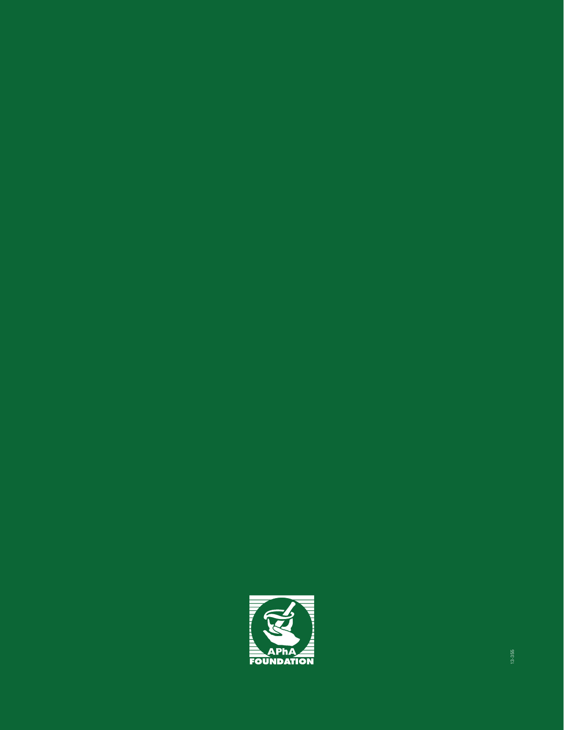APhA
FOUNDATION

13-355